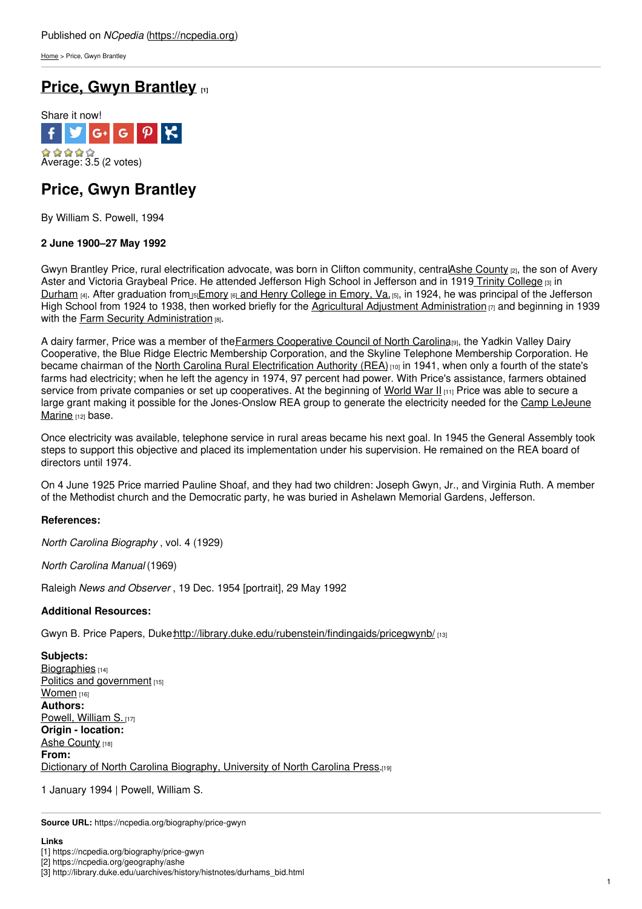Published on *NCpedia* (https://ncpedia.org)

Home > Price, Gwyn Brantley

# Price, Gwyn Brantley [1]

Share it now!

Average: 3.5 (2 votes)

## Price, Gwyn Brantley

By William S. Powell, 1994

**2 June 1900–27 May 1992**

Gwyn Brantley Price, rural electrification advocate, was born in Clifton community, central Ashe County [2], the son of Avery Aster and Victoria Graybeal Price. He attended Jefferson High School in Jefferson and in 1919 Trinity College [3] in Durham [4]. After graduation from [5] Emory [6] and Henry College in Emory, Va. [5], in 1924, he was principal of the Jefferson High School from 1924 to 1938, then worked briefly for the Agricultural Adjustment Administration [7] and beginning in 1939 with the Farm Security Administration [8].

A dairy farmer, Price was a member of the Farmers Cooperative Council of North Carolina [9], the Yadkin Valley Dairy Cooperative, the Blue Ridge Electric Membership Corporation, and the Skyline Telephone Membership Corporation. He became chairman of the North Carolina Rural Electrification Authority (REA) [10] in 1941, when only a fourth of the state's farms had electricity; when he left the agency in 1974, 97 percent had power. With Price's assistance, farmers obtained service from private companies or set up cooperatives. At the beginning of World War II [11] Price was able to secure a large grant making it possible for the Jones-Onslow REA group to generate the electricity needed for the Camp LeJeune Marine [12] base.

Once electricity was available, telephone service in rural areas became his next goal. In 1945 the General Assembly took steps to support this objective and placed its implementation under his supervision. He remained on the REA board of directors until 1974.

On 4 June 1925 Price married Pauline Shoaf, and they had two children: Joseph Gwyn, Jr., and Virginia Ruth. A member of the Methodist church and the Democratic party, he was buried in Ashelawn Memorial Gardens, Jefferson.

**References:**

*North Carolina Biography* , vol. 4 (1929)

*North Carolina Manual* (1969)

Raleigh *News and Observer* , 19 Dec. 1954 [portrait], 29 May 1992

**Additional Resources:**

Gwyn B. Price Papers, Duke: http://library.duke.edu/rubenstein/findingaids/pricegwynb/ [13]

**Subjects:**
Biographies [14]
Politics and government [15]
Women [16]
**Authors:**
Powell, William S. [17]
**Origin - location:**
Ashe County [18]
**From:**
Dictionary of North Carolina Biography, University of North Carolina Press. [19]

1 January 1994 | Powell, William S.

**Source URL:** https://ncpedia.org/biography/price-gwyn

**Links**
[1] https://ncpedia.org/biography/price-gwyn
[2] https://ncpedia.org/geography/ashe
[3] http://library.duke.edu/uarchives/history/histnotes/durhams_bid.html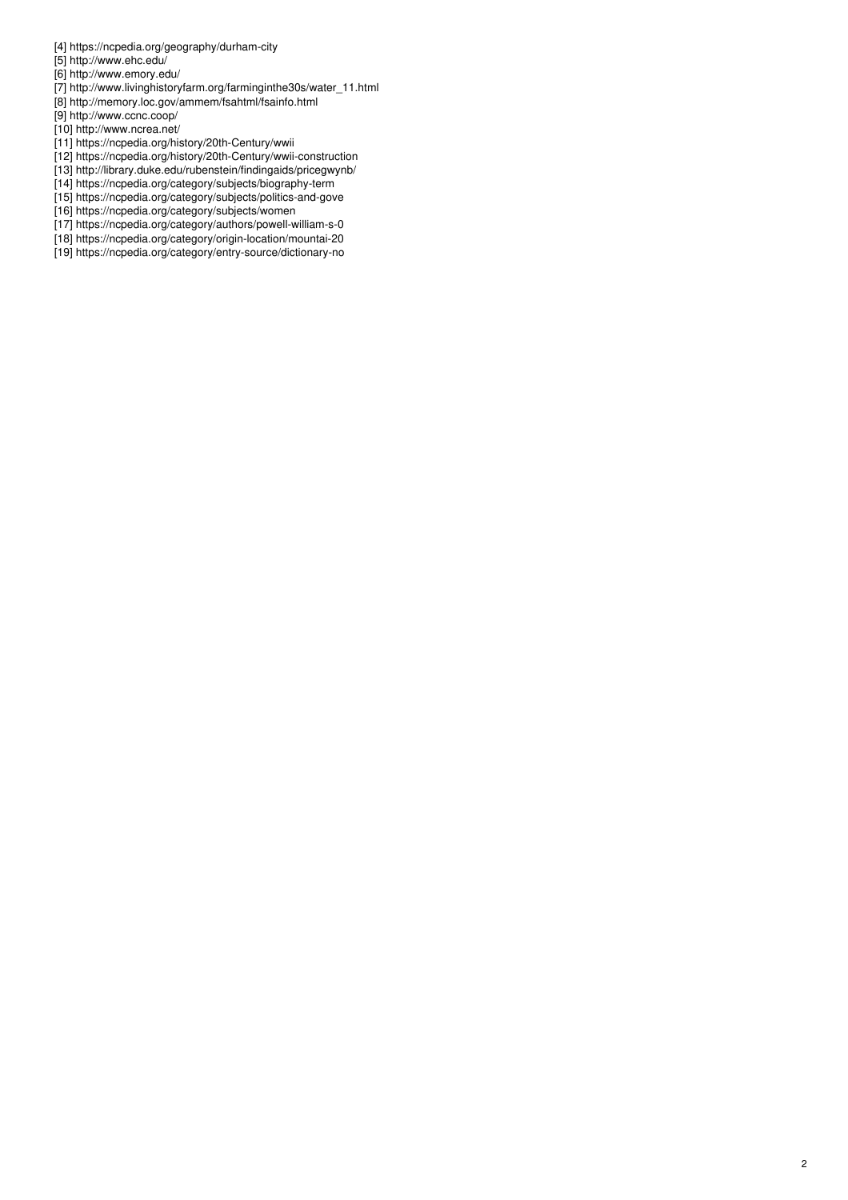[4] https://ncpedia.org/geography/durham-city
[5] http://www.ehc.edu/
[6] http://www.emory.edu/
[7] http://www.livinghistoryfarm.org/farminginthe30s/water_11.html
[8] http://memory.loc.gov/ammem/fsahtml/fsainfo.html
[9] http://www.ccnc.coop/
[10] http://www.ncrea.net/
[11] https://ncpedia.org/history/20th-Century/wwii
[12] https://ncpedia.org/history/20th-Century/wwii-construction
[13] http://library.duke.edu/rubenstein/findingaids/pricegwynb/
[14] https://ncpedia.org/category/subjects/biography-term
[15] https://ncpedia.org/category/subjects/politics-and-gove
[16] https://ncpedia.org/category/subjects/women
[17] https://ncpedia.org/category/authors/powell-william-s-0
[18] https://ncpedia.org/category/origin-location/mountai-20
[19] https://ncpedia.org/category/entry-source/dictionary-no